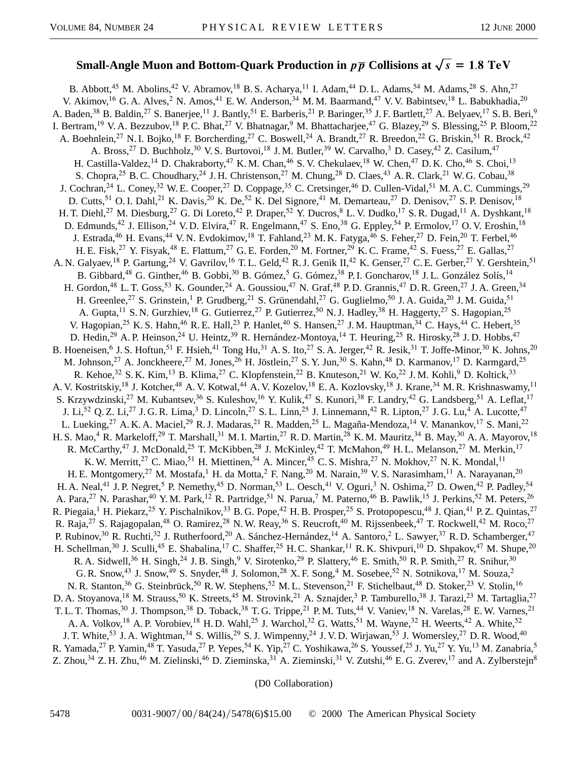# Small-Angle Muon and Bottom-Quark Production in $p\overline{p}$ Collisions at $\sqrt{s} = 1.8$ TeV

B. Abbott,[45] M. Abolins,[42] V. Abramov,[18] B. S. Acharya,[11] I. Adam,[44] D. L. Adams,[54] M. Adams,[28] S. Ahn,[27] V. Akimov,[16] G. A. Alves,[2] N. Amos,[41] E. W. Anderson,[34] M. M. Baarmand,[47] V. V. Babintsev,[18] L. Babukhadia,[20] A. Baden,[38] B. Baldin,[27] S. Banerjee,[11] J. Bantly,[51] E. Barberis,[21] P. Baringer,[35] J. F. Bartlett,[27] A. Belyaev,[17] S. B. Beri,[9] I. Bertram,[19] V. A. Bezzubov,[18] P. C. Bhat,[27] V. Bhatnagar,[9] M. Bhattacharjee,[47] G. Blazey,[29] S. Blessing,[25] P. Bloom,[22] A. Boehnlein,[27] N. I. Bojko,[18] F. Borcherding,[27] C. Boswell,[24] A. Brandt,[27] R. Breedon,[22] G. Briskin,[51] R. Brock,[42] A. Bross,[27] D. Buchholz,[30] V. S. Burtovoi,[18] J. M. Butler,[39] W. Carvalho,[3] D. Casey,[42] Z. Casilum,[47] H. Castilla-Valdez,[14] D. Chakraborty,[47] K. M. Chan,[46] S. V. Chekulaev,[18] W. Chen,[47] D. K. Cho,[46] S. Choi,[13] S. Chopra,[25] B. C. Choudhary,[24] J. H. Christenson,[27] M. Chung,[28] D. Claes,[43] A. R. Clark,[21] W. G. Cobau,[38] J. Cochran,[24] L. Coney,[32] W. E. Cooper,[27] D. Coppage,[35] C. Cretsinger,[46] D. Cullen-Vidal,[51] M. A. C. Cummings,[29] D. Cutts,[51] O. I. Dahl,[21] K. Davis,[20] K. De,[52] K. Del Signore,[41] M. Demarteau,[27] D. Denisov,[27] S. P. Denisov,[18] H. T. Diehl,[27] M. Diesburg,[27] G. Di Loreto,[42] P. Draper,[52] Y. Ducros,[8] L. V. Dudko,[17] S. R. Dugad,[11] A. Dyshkant,[18] D. Edmunds,[42] J. Ellison,[24] V. D. Elvira,[47] R. Engelmann,[47] S. Eno,[38] G. Eppley,[54] P. Ermolov,[17] O. V. Eroshin,[18] J. Estrada,[46] H. Evans,[44] V. N. Evdokimov,[18] T. Fahland,[23] M. K. Fatyga,[46] S. Feher,[27] D. Fein,[20] T. Ferbel,[46] H. E. Fisk,[27] Y. Fisyak,[48] E. Flattum,[27] G. E. Forden,[20] M. Fortner,[29] K. C. Frame,[42] S. Fuess,[27] E. Gallas,[27] A. N. Galyaev,[18] P. Gartung,[24] V. Gavrilov,[16] T. L. Geld,[42] R. J. Genik II,[42] K. Genser,[27] C. E. Gerber,[27] Y. Gershtein,[51] B. Gibbard,[48] G. Ginther,[46] B. Gobbi,[30] B. Gómez,[5] G. Gómez,[38] P. I. Goncharov,[18] J. L. González Solís,[14] H. Gordon,[48] L. T. Goss,[53] K. Gounder,[24] A. Goussiou,[47] N. Graf,[48] P. D. Grannis,[47] D. R. Green,[27] J. A. Green,[34] H. Greenlee,[27] S. Grinstein,[1] P. Grudberg,[21] S. Grünendahl,[27] G. Guglielmo,[50] J. A. Guida,[20] J. M. Guida,[51] A. Gupta,[11] S. N. Gurzhiev,[18] G. Gutierrez,[27] P. Gutierrez,[50] N. J. Hadley,[38] H. Haggerty,[27] S. Hagopian,[25] V. Hagopian,[25] K. S. Hahn,[46] R. E. Hall,[23] P. Hanlet,[40] S. Hansen,[27] J. M. Hauptman,[34] C. Hays,[44] C. Hebert,[35] D. Hedin,[29] A. P. Heinson,[24] U. Heintz,[39] R. Hernández-Montoya,[14] T. Heuring,[25] R. Hirosky,[28] J. D. Hobbs,[47] B. Hoeneisen,[6] J. S. Hoftun,[51] F. Hsieh,[41] Tong Hu,[31] A. S. Ito,[27] S. A. Jerger,[42] R. Jesik,[31] T. Joffe-Minor,[30] K. Johns,[20] M. Johnson,[27] A. Jonckheere,[27] M. Jones,[26] H. Jöstlein,[27] S. Y. Jun,[30] S. Kahn,[48] D. Karmanov,[17] D. Karmgard,[25] R. Kehoe,[32] S. K. Kim,[13] B. Klima,[27] C. Klopfenstein,[22] B. Knuteson,[21] W. Ko,[22] J. M. Kohli,[9] D. Koltick,[33] A. V. Kostritskiy,[18] J. Kotcher,[48] A. V. Kotwal,[44] A. V. Kozelov,[18] E. A. Kozlovsky,[18] J. Krane,[34] M. R. Krishnaswamy,[11] S. Krzywdzinski,[27] M. Kubantsev,[36] S. Kuleshov,[16] Y. Kulik,[47] S. Kunori,[38] F. Landry,[42] G. Landsberg,[51] A. Leflat,[17] J. Li,[52] Q. Z. Li,[27] J. G. R. Lima,[3] D. Lincoln,[27] S. L. Linn,[25] J. Linnemann,[42] R. Lipton,[27] J. G. Lu,[4] A. Lucotte,[47] L. Lueking,[27] A. K. A. Maciel,[29] R. J. Madaras,[21] R. Madden,[25] L. Magaña-Mendoza,[14] V. Manankov,[17] S. Mani,[22] H. S. Mao,[4] R. Markeloff,[29] T. Marshall,[31] M. I. Martin,[27] R. D. Martin,[28] K. M. Mauritz,[34] B. May,[30] A. A. Mayorov,[18] R. McCarthy,[47] J. McDonald,[25] T. McKibben,[28] J. McKinley,[42] T. McMahon,[49] H. L. Melanson,[27] M. Merkin,[17] K. W. Merritt,[27] C. Miao,[51] H. Miettinen,[54] A. Mincer,[45] C. S. Mishra,[27] N. Mokhov,[27] N. K. Mondal,[11] H. E. Montgomery,[27] M. Mostafa,[1] H. da Motta,[2] F. Nang,[20] M. Narain,[39] V. S. Narasimham,[11] A. Narayanan,[20] H. A. Neal,[41] J. P. Negret,[5] P. Nemethy,[45] D. Norman,[53] L. Oesch,[41] V. Oguri,[3] N. Oshima,[27] D. Owen,[42] P. Padley,[54] A. Para,[27] N. Parashar,[40] Y. M. Park,[12] R. Partridge,[51] N. Parua,[7] M. Paterno,[46] B. Pawlik,[15] J. Perkins,[52] M. Peters,[26] R. Piegaia,[1] H. Piekarz,[25] Y. Pischalnikov,[33] B. G. Pope,[42] H. B. Prosper,[25] S. Protopopescu,[48] J. Qian,[41] P. Z. Quintas,[27] R. Raja,[27] S. Rajagopalan,[48] O. Ramirez,[28] N. W. Reay,[36] S. Reucroft,[40] M. Rijssenbeek,[47] T. Rockwell,[42] M. Roco,[27] P. Rubinov,[30] R. Ruchti,[32] J. Rutherfoord,[20] A. Sánchez-Hernández,[14] A. Santoro,[2] L. Sawyer,[37] R. D. Schamberger,[47] H. Schellman,[30] J. Sculli,[45] E. Shabalina,[17] C. Shaffer,[25] H. C. Shankar,[11] R. K. Shivpuri,[10] D. Shpakov,[47] M. Shupe,[20] R. A. Sidwell,[36] H. Singh,[24] J. B. Singh,[9] V. Sirotenko,[29] P. Slattery,[46] E. Smith,[50] R. P. Smith,[27] R. Snihur,[30] G. R. Snow,[43] J. Snow,[49] S. Snyder,[48] J. Solomon,[28] X. F. Song,[4] M. Sosebee,[52] N. Sotnikova,[17] M. Souza,[2] N. R. Stanton,[36] G. Steinbrück,[50] R. W. Stephens,[52] M. L. Stevenson,[21] F. Stichelbaut,[48] D. Stoker,[23] V. Stolin,[16] D. A. Stoyanova,[18] M. Strauss,[50] K. Streets,[45] M. Strovink,[21] A. Sznajder,[3] P. Tamburello,[38] J. Tarazi,[23] M. Tartaglia,[27] T. L. T. Thomas,[30] J. Thompson,[38] D. Toback,[38] T. G. Trippe,[21] P. M. Tuts,[44] V. Vaniev,[18] N. Varelas,[28] E. W. Varnes,[21] A. A. Volkov,[18] A. P. Vorobiev,[18] H. D. Wahl,[25] J. Warchol,[32] G. Watts,[51] M. Wayne,[32] H. Weerts,[42] A. White,[52] J. T. White,[53] J. A. Wightman,[34] S. Willis,[29] S. J. Wimpenny,[24] J. V. D. Wirjawan,[53] J. Womersley,[27] D. R. Wood,[40] R. Yamada,[27] P. Yamin,[48] T. Yasuda,[27] P. Yepes,[54] K. Yip,[27] C. Yoshikawa,[26] S. Youssef,[25] J. Yu,[27] Y. Yu,[13] M. Zanabria,[5] Z. Zhou,[34] Z. H. Zhu,[46] M. Zielinski,[46] D. Zieminska,[31] A. Zieminski,[31] V. Zutshi,[46] E. G. Zverev,[17] and A. Zylberstejn[8]

(D0 Collaboration)

0031-9007/00/84(24)/5478(6)$15.00 © 2000 The American Physical Society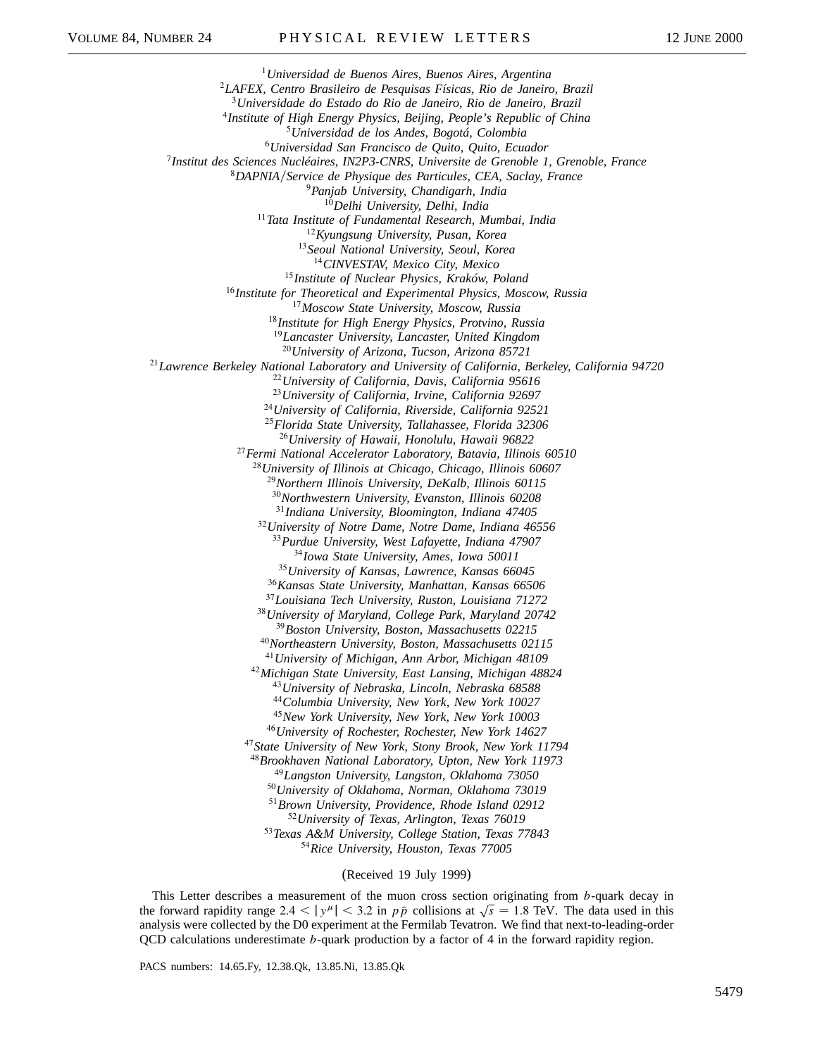[1]*Universidad de Buenos Aires, Buenos Aires, Argentina*
[2]*LAFEX, Centro Brasileiro de Pesquisas Físicas, Rio de Janeiro, Brazil*
[3]*Universidade do Estado do Rio de Janeiro, Rio de Janeiro, Brazil*
[4]*Institute of High Energy Physics, Beijing, People's Republic of China*
[5]*Universidad de los Andes, Bogotá, Colombia*
[6]*Universidad San Francisco de Quito, Quito, Ecuador*
[7]*Institut des Sciences Nucléaires, IN2P3-CNRS, Universite de Grenoble 1, Grenoble, France*
[8]*DAPNIA/Service de Physique des Particules, CEA, Saclay, France*
[9]*Panjab University, Chandigarh, India*
[10]*Delhi University, Delhi, India*
[11]*Tata Institute of Fundamental Research, Mumbai, India*
[12]*Kyungsung University, Pusan, Korea*
[13]*Seoul National University, Seoul, Korea*
[14]*CINVESTAV, Mexico City, Mexico*
[15]*Institute of Nuclear Physics, Kraków, Poland*
[16]*Institute for Theoretical and Experimental Physics, Moscow, Russia*
[17]*Moscow State University, Moscow, Russia*
[18]*Institute for High Energy Physics, Protvino, Russia*
[19]*Lancaster University, Lancaster, United Kingdom*
[20]*University of Arizona, Tucson, Arizona 85721*
[21]*Lawrence Berkeley National Laboratory and University of California, Berkeley, California 94720*
[22]*University of California, Davis, California 95616*
[23]*University of California, Irvine, California 92697*
[24]*University of California, Riverside, California 92521*
[25]*Florida State University, Tallahassee, Florida 32306*
[26]*University of Hawaii, Honolulu, Hawaii 96822*
[27]*Fermi National Accelerator Laboratory, Batavia, Illinois 60510*
[28]*University of Illinois at Chicago, Chicago, Illinois 60607*
[29]*Northern Illinois University, DeKalb, Illinois 60115*
[30]*Northwestern University, Evanston, Illinois 60208*
[31]*Indiana University, Bloomington, Indiana 47405*
[32]*University of Notre Dame, Notre Dame, Indiana 46556*
[33]*Purdue University, West Lafayette, Indiana 47907*
[34]*Iowa State University, Ames, Iowa 50011*
[35]*University of Kansas, Lawrence, Kansas 66045*
[36]*Kansas State University, Manhattan, Kansas 66506*
[37]*Louisiana Tech University, Ruston, Louisiana 71272*
[38]*University of Maryland, College Park, Maryland 20742*
[39]*Boston University, Boston, Massachusetts 02215*
[40]*Northeastern University, Boston, Massachusetts 02115*
[41]*University of Michigan, Ann Arbor, Michigan 48109*
[42]*Michigan State University, East Lansing, Michigan 48824*
[43]*University of Nebraska, Lincoln, Nebraska 68588*
[44]*Columbia University, New York, New York 10027*
[45]*New York University, New York, New York 10003*
[46]*University of Rochester, Rochester, New York 14627*
[47]*State University of New York, Stony Brook, New York 11794*
[48]*Brookhaven National Laboratory, Upton, New York 11973*
[49]*Langston University, Langston, Oklahoma 73050*
[50]*University of Oklahoma, Norman, Oklahoma 73019*
[51]*Brown University, Providence, Rhode Island 02912*
[52]*University of Texas, Arlington, Texas 76019*
[53]*Texas A&M University, College Station, Texas 77843*
[54]*Rice University, Houston, Texas 77005*

(Received 19 July 1999)

This Letter describes a measurement of the muon cross section originating from $b$-quark decay in the forward rapidity range $2.4 < |y^{\mu}| < 3.2$ in $p\bar{p}$ collisions at $\sqrt{s} = 1.8$ TeV. The data used in this analysis were collected by the D0 experiment at the Fermilab Tevatron. We find that next-to-leading-order QCD calculations underestimate $b$-quark production by a factor of 4 in the forward rapidity region.

PACS numbers: 14.65.Fy, 12.38.Qk, 13.85.Ni, 13.85.Qk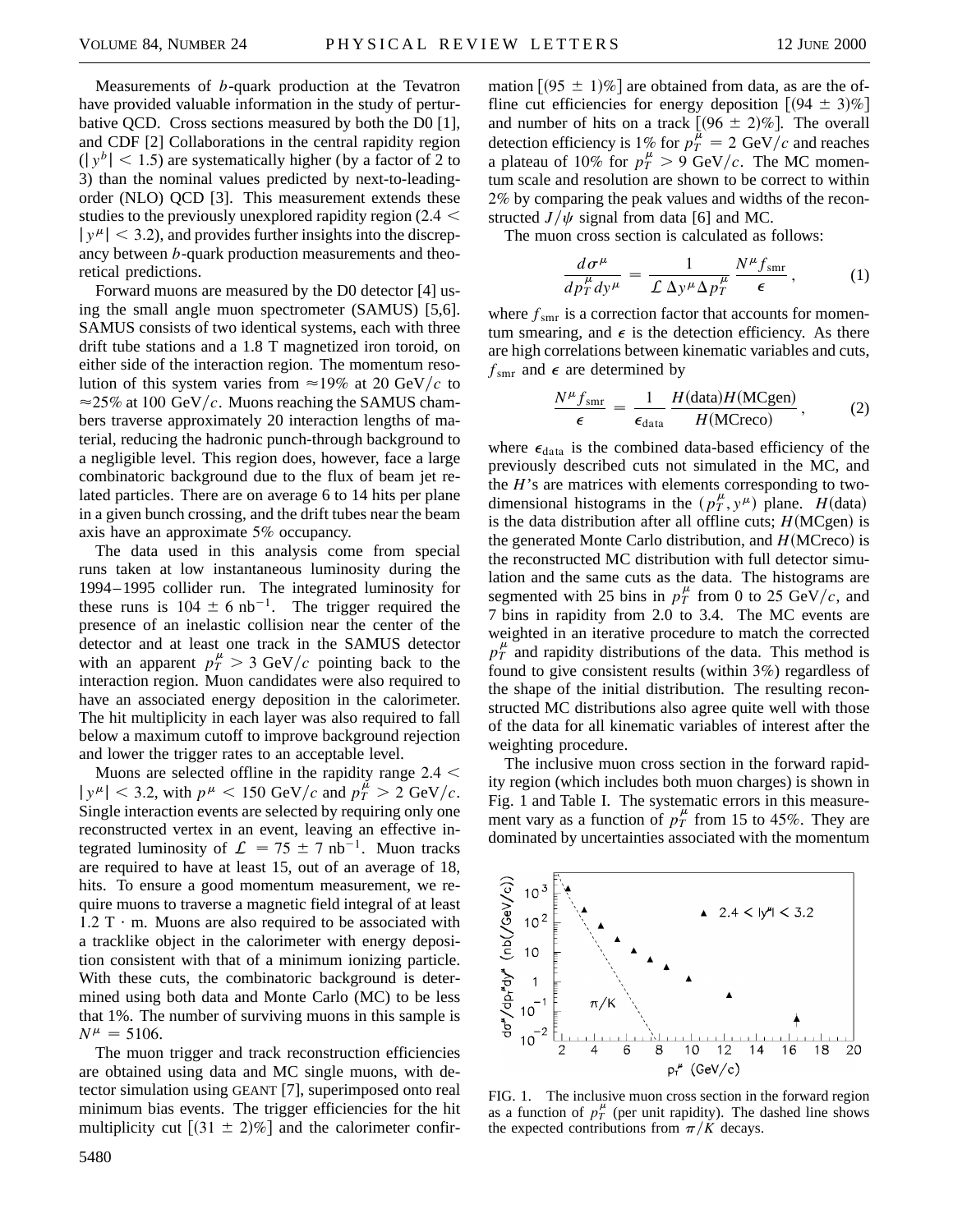Measurements of $b$-quark production at the Tevatron have provided valuable information in the study of perturbative QCD. Cross sections measured by both the D0 [1], and CDF [2] Collaborations in the central rapidity region ($|y^b| < 1.5$) are systematically higher (by a factor of 2 to 3) than the nominal values predicted by next-to-leading-order (NLO) QCD [3]. This measurement extends these studies to the previously unexplored rapidity region ($2.4 < |y^\mu| < 3.2$), and provides further insights into the discrepancy between $b$-quark production measurements and theoretical predictions.

Forward muons are measured by the D0 detector [4] using the small angle muon spectrometer (SAMUS) [5,6]. SAMUS consists of two identical systems, each with three drift tube stations and a 1.8 T magnetized iron toroid, on either side of the interaction region. The momentum resolution of this system varies from $\approx$19% at 20 GeV/$c$ to $\approx$25% at 100 GeV/$c$. Muons reaching the SAMUS chambers traverse approximately 20 interaction lengths of material, reducing the hadronic punch-through background to a negligible level. This region does, however, face a large combinatoric background due to the flux of beam jet related particles. There are on average 6 to 14 hits per plane in a given bunch crossing, and the drift tubes near the beam axis have an approximate 5% occupancy.

The data used in this analysis come from special runs taken at low instantaneous luminosity during the 1994–1995 collider run. The integrated luminosity for these runs is $104 \pm 6$ nb$^{-1}$. The trigger required the presence of an inelastic collision near the center of the detector and at least one track in the SAMUS detector with an apparent $p_T^\mu > 3$ GeV/$c$ pointing back to the interaction region. Muon candidates were also required to have an associated energy deposition in the calorimeter. The hit multiplicity in each layer was also required to fall below a maximum cutoff to improve background rejection and lower the trigger rates to an acceptable level.

Muons are selected offline in the rapidity range $2.4 < |y^\mu| < 3.2$, with $p^\mu < 150$ GeV/$c$ and $p_T^\mu > 2$ GeV/$c$. Single interaction events are selected by requiring only one reconstructed vertex in an event, leaving an effective integrated luminosity of $\mathcal{L} = 75 \pm 7$ nb$^{-1}$. Muon tracks are required to have at least 15, out of an average of 18, hits. To ensure a good momentum measurement, we require muons to traverse a magnetic field integral of at least 1.2 T · m. Muons are also required to be associated with a tracklike object in the calorimeter with energy deposition consistent with that of a minimum ionizing particle. With these cuts, the combinatoric background is determined using both data and Monte Carlo (MC) to be less that 1%. The number of surviving muons in this sample is $N^\mu = 5106$.

The muon trigger and track reconstruction efficiencies are obtained using data and MC single muons, with detector simulation using GEANT [7], superimposed onto real minimum bias events. The trigger efficiencies for the hit multiplicity cut [$(31 \pm 2)$%] and the calorimeter confirmation [$(95 \pm 1)$%] are obtained from data, as are the offline cut efficiencies for energy deposition [$(94 \pm 3)$%] and number of hits on a track [$(96 \pm 2)$%]. The overall detection efficiency is 1% for $p_T^\mu = 2$ GeV/$c$ and reaches a plateau of 10% for $p_T^\mu > 9$ GeV/$c$. The MC momentum scale and resolution are shown to be correct to within 2% by comparing the peak values and widths of the reconstructed $J/\psi$ signal from data [6] and MC.

The muon cross section is calculated as follows:

$$\frac{d\sigma^\mu}{dp_T^\mu dy^\mu} = \frac{1}{\mathcal{L}\,\Delta y^\mu \Delta p_T^\mu}\frac{N^\mu f_{\rm smr}}{\epsilon}\,, \qquad (1)$$

where $f_{\rm smr}$ is a correction factor that accounts for momentum smearing, and $\epsilon$ is the detection efficiency. As there are high correlations between kinematic variables and cuts, $f_{\rm smr}$ and $\epsilon$ are determined by

$$\frac{N^\mu f_{\rm smr}}{\epsilon} = \frac{1}{\epsilon_{\rm data}}\frac{H({\rm data})H({\rm MCgen})}{H({\rm MCreco})}\,, \qquad (2)$$

where $\epsilon_{\rm data}$ is the combined data-based efficiency of the previously described cuts not simulated in the MC, and the $H$'s are matrices with elements corresponding to two-dimensional histograms in the $(p_T^\mu, y^\mu)$ plane. $H$(data) is the data distribution after all offline cuts; $H$(MCgen) is the generated Monte Carlo distribution, and $H$(MCreco) is the reconstructed MC distribution with full detector simulation and the same cuts as the data. The histograms are segmented with 25 bins in $p_T^\mu$ from 0 to 25 GeV/$c$, and 7 bins in rapidity from 2.0 to 3.4. The MC events are weighted in an iterative procedure to match the corrected $p_T^\mu$ and rapidity distributions of the data. This method is found to give consistent results (within 3%) regardless of the shape of the initial distribution. The resulting reconstructed MC distributions also agree quite well with those of the data for all kinematic variables of interest after the weighting procedure.

The inclusive muon cross section in the forward rapidity region (which includes both muon charges) is shown in Fig. 1 and Table I. The systematic errors in this measurement vary as a function of $p_T^\mu$ from 15 to 45%. They are dominated by uncertainties associated with the momentum

FIG. 1. The inclusive muon cross section in the forward region as a function of $p_T^\mu$ (per unit rapidity). The dashed line shows the expected contributions from $\pi/K$ decays.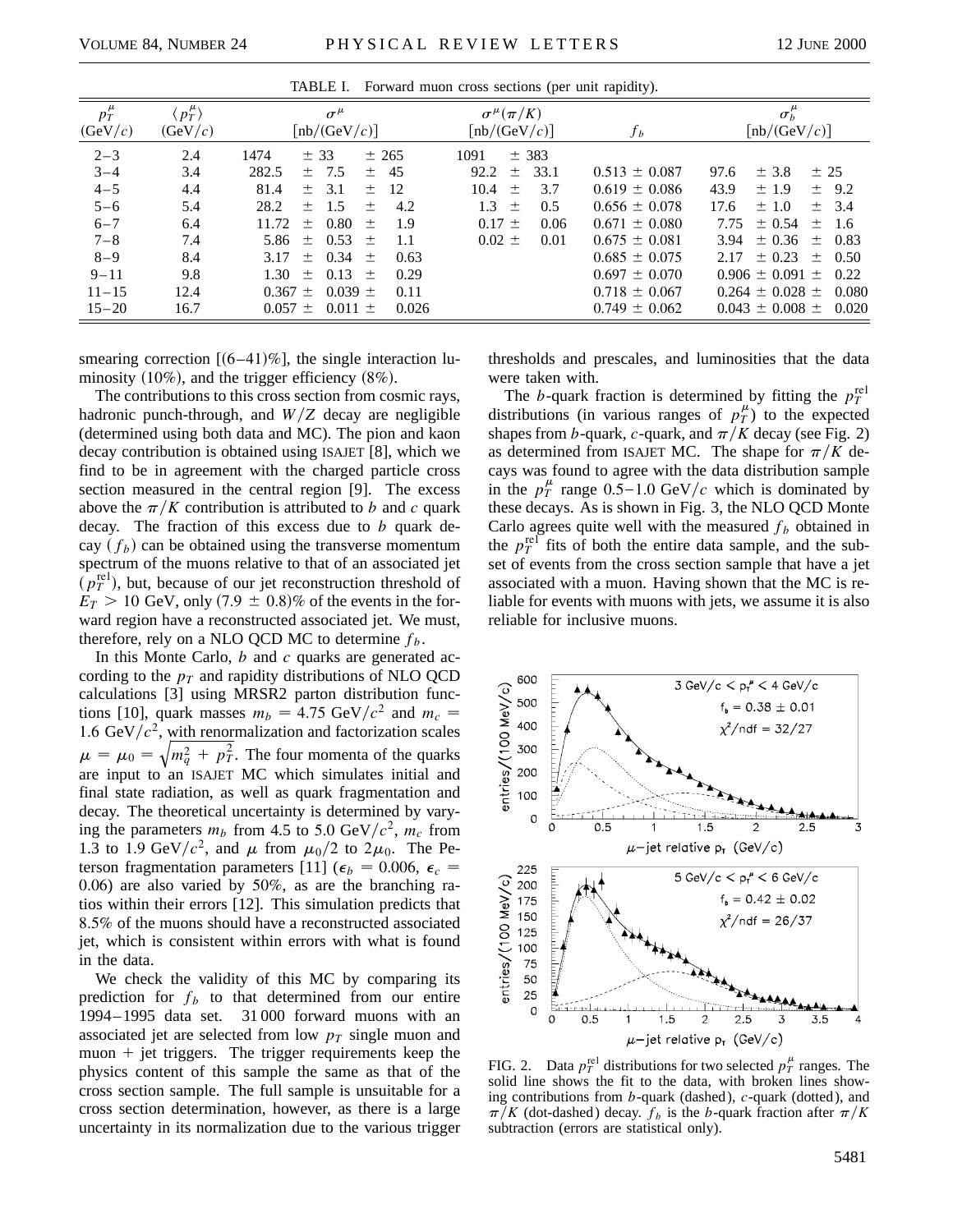TABLE I. Forward muon cross sections (per unit rapidity).

| $p_T^\mu$ (GeV/$c$) | $\langle p_T^\mu \rangle$ (GeV/$c$) | $\sigma^\mu$ [nb/(GeV/$c$)] | $\sigma^\mu(\pi/K)$ [nb/(GeV/$c$)] | $f_b$ | $\sigma_b^\mu$ [nb/(GeV/$c$)] |
|---|---|---|---|---|---|
| 2–3 | 2.4 | 1474 ± 33 ± 265 | 1091 ± 383 | | |
| 3–4 | 3.4 | 282.5 ± 7.5 ± 45 | 92.2 ± 33.1 | 0.513 ± 0.087 | 97.6 ± 3.8 ± 25 |
| 4–5 | 4.4 | 81.4 ± 3.1 ± 12 | 10.4 ± 3.7 | 0.619 ± 0.086 | 43.9 ± 1.9 ± 9.2 |
| 5–6 | 5.4 | 28.2 ± 1.5 ± 4.2 | 1.3 ± 0.5 | 0.656 ± 0.078 | 17.6 ± 1.0 ± 3.4 |
| 6–7 | 6.4 | 11.72 ± 0.80 ± 1.9 | 0.17 ± 0.06 | 0.671 ± 0.080 | 7.75 ± 0.54 ± 1.6 |
| 7–8 | 7.4 | 5.86 ± 0.53 ± 1.1 | 0.02 ± 0.01 | 0.675 ± 0.081 | 3.94 ± 0.36 ± 0.83 |
| 8–9 | 8.4 | 3.17 ± 0.34 ± 0.63 | | 0.685 ± 0.075 | 2.17 ± 0.23 ± 0.50 |
| 9–11 | 9.8 | 1.30 ± 0.13 ± 0.29 | | 0.697 ± 0.070 | 0.906 ± 0.091 ± 0.22 |
| 11–15 | 12.4 | 0.367 ± 0.039 ± 0.11 | | 0.718 ± 0.067 | 0.264 ± 0.028 ± 0.080 |
| 15–20 | 16.7 | 0.057 ± 0.011 ± 0.026 | | 0.749 ± 0.062 | 0.043 ± 0.008 ± 0.020 |

smearing correction [(6–41)%], the single interaction luminosity (10%), and the trigger efficiency (8%).

The contributions to this cross section from cosmic rays, hadronic punch-through, and $W/Z$ decay are negligible (determined using both data and MC). The pion and kaon decay contribution is obtained using ISAJET [8], which we find to be in agreement with the charged particle cross section measured in the central region [9]. The excess above the $\pi/K$ contribution is attributed to $b$ and $c$ quark decay. The fraction of this excess due to $b$ quark decay ($f_b$) can be obtained using the transverse momentum spectrum of the muons relative to that of an associated jet ($p_T^{\rm rel}$), but, because of our jet reconstruction threshold of $E_T > 10$ GeV, only $(7.9 \pm 0.8)\%$ of the events in the forward region have a reconstructed associated jet. We must, therefore, rely on a NLO QCD MC to determine $f_b$.

In this Monte Carlo, $b$ and $c$ quarks are generated according to the $p_T$ and rapidity distributions of NLO QCD calculations [3] using MRSR2 parton distribution functions [10], quark masses $m_b = 4.75$ GeV/$c^2$ and $m_c = 1.6$ GeV/$c^2$, with renormalization and factorization scales $\mu = \mu_0 = \sqrt{m_q^2 + p_T^2}$. The four momenta of the quarks are input to an ISAJET MC which simulates initial and final state radiation, as well as quark fragmentation and decay. The theoretical uncertainty is determined by varying the parameters $m_b$ from 4.5 to 5.0 GeV/$c^2$, $m_c$ from 1.3 to 1.9 GeV/$c^2$, and $\mu$ from $\mu_0/2$ to $2\mu_0$. The Peterson fragmentation parameters [11] ($\epsilon_b = 0.006$, $\epsilon_c = 0.06$) are also varied by 50%, as are the branching ratios within their errors [12]. This simulation predicts that 8.5% of the muons should have a reconstructed associated jet, which is consistent within errors with what is found in the data.

We check the validity of this MC by comparing its prediction for $f_b$ to that determined from our entire 1994–1995 data set. 31 000 forward muons with an associated jet are selected from low $p_T$ single muon and muon + jet triggers. The trigger requirements keep the physics content of this sample the same as that of the cross section sample. The full sample is unsuitable for a cross section determination, however, as there is a large uncertainty in its normalization due to the various trigger thresholds and prescales, and luminosities that the data were taken with.

The $b$-quark fraction is determined by fitting the $p_T^{\rm rel}$ distributions (in various ranges of $p_T^\mu$) to the expected shapes from $b$-quark, $c$-quark, and $\pi/K$ decay (see Fig. 2) as determined from ISAJET MC. The shape for $\pi/K$ decays was found to agree with the data distribution sample in the $p_T^\mu$ range 0.5–1.0 GeV/$c$ which is dominated by these decays. As is shown in Fig. 3, the NLO QCD Monte Carlo agrees quite well with the measured $f_b$ obtained in the $p_T^{\rm rel}$ fits of both the entire data sample, and the subset of events from the cross section sample that have a jet associated with a muon. Having shown that the MC is reliable for events with muons with jets, we assume it is also reliable for inclusive muons.

FIG. 2. Data $p_T^{\rm rel}$ distributions for two selected $p_T^\mu$ ranges. The solid line shows the fit to the data, with broken lines showing contributions from $b$-quark (dashed), $c$-quark (dotted), and $\pi/K$ (dot-dashed) decay. $f_b$ is the $b$-quark fraction after $\pi/K$ subtraction (errors are statistical only).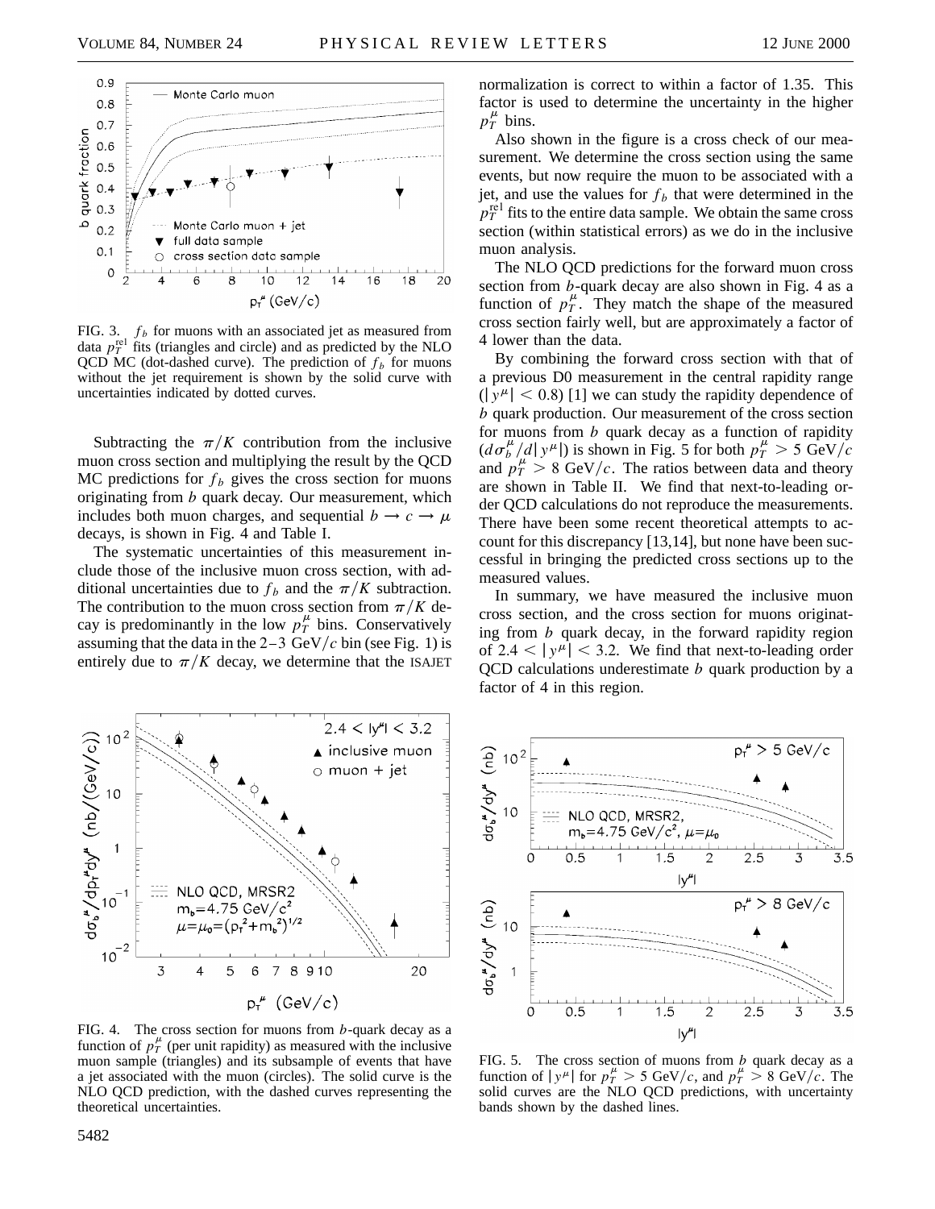FIG. 3. $f_b$ for muons with an associated jet as measured from data $p_T^{\rm rel}$ fits (triangles and circle) and as predicted by the NLO QCD MC (dot-dashed curve). The prediction of $f_b$ for muons without the jet requirement is shown by the solid curve with uncertainties indicated by dotted curves.

Subtracting the $\pi/K$ contribution from the inclusive muon cross section and multiplying the result by the QCD MC predictions for $f_b$ gives the cross section for muons originating from $b$ quark decay. Our measurement, which includes both muon charges, and sequential $b \rightarrow c \rightarrow \mu$ decays, is shown in Fig. 4 and Table I.

The systematic uncertainties of this measurement include those of the inclusive muon cross section, with additional uncertainties due to $f_b$ and the $\pi/K$ subtraction. The contribution to the muon cross section from $\pi/K$ decay is predominantly in the low $p_T^\mu$ bins. Conservatively assuming that the data in the 2–3 GeV/$c$ bin (see Fig. 1) is entirely due to $\pi/K$ decay, we determine that the ISAJET normalization is correct to within a factor of 1.35. This factor is used to determine the uncertainty in the higher $p_T^\mu$ bins.

Also shown in the figure is a cross check of our measurement. We determine the cross section using the same events, but now require the muon to be associated with a jet, and use the values for $f_b$ that were determined in the $p_T^{\rm rel}$ fits to the entire data sample. We obtain the same cross section (within statistical errors) as we do in the inclusive muon analysis.

The NLO QCD predictions for the forward muon cross section from $b$-quark decay are also shown in Fig. 4 as a function of $p_T^\mu$. They match the shape of the measured cross section fairly well, but are approximately a factor of 4 lower than the data.

By combining the forward cross section with that of a previous D0 measurement in the central rapidity range ($|y^\mu| < 0.8$) [1] we can study the rapidity dependence of $b$ quark production. Our measurement of the cross section for muons from $b$ quark decay as a function of rapidity ($d\sigma_b^\mu/d|y^\mu|$) is shown in Fig. 5 for both $p_T^\mu > 5$ GeV/$c$ and $p_T^\mu > 8$ GeV/$c$. The ratios between data and theory are shown in Table II. We find that next-to-leading order QCD calculations do not reproduce the measurements. There have been some recent theoretical attempts to account for this discrepancy [13,14], but none have been successful in bringing the predicted cross sections up to the measured values.

In summary, we have measured the inclusive muon cross section, and the cross section for muons originating from $b$ quark decay, in the forward rapidity region of $2.4 < |y^\mu| < 3.2$. We find that next-to-leading order QCD calculations underestimate $b$ quark production by a factor of 4 in this region.

FIG. 4. The cross section for muons from $b$-quark decay as a function of $p_T^\mu$ (per unit rapidity) as measured with the inclusive muon sample (triangles) and its subsample of events that have a jet associated with the muon (circles). The solid curve is the NLO QCD prediction, with the dashed curves representing the theoretical uncertainties.

FIG. 5. The cross section of muons from $b$ quark decay as a function of $|y^\mu|$ for $p_T^\mu > 5$ GeV/$c$, and $p_T^\mu > 8$ GeV/$c$. The solid curves are the NLO QCD predictions, with uncertainty bands shown by the dashed lines.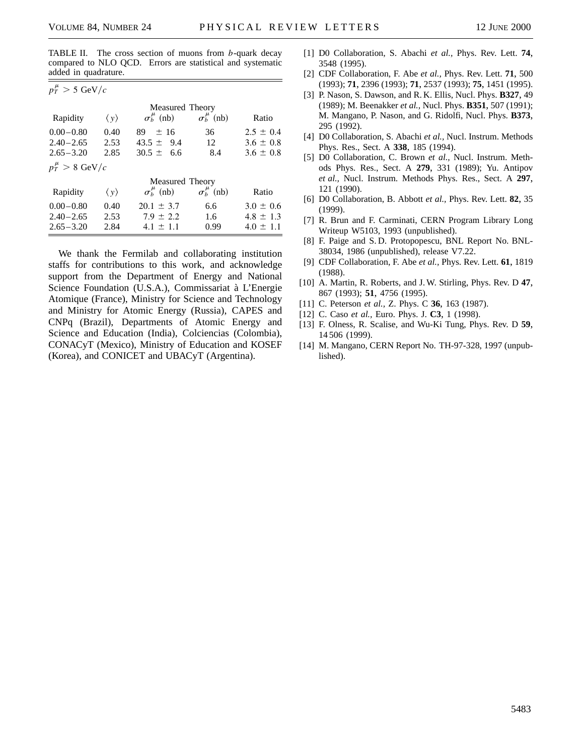TABLE II. The cross section of muons from $b$-quark decay compared to NLO QCD. Errors are statistical and systematic added in quadrature.

| Rapidity | $\langle y \rangle$ | Measured $\sigma_b^\mu$ (nb) | Theory $\sigma_b^\mu$ (nb) | Ratio |
|---|---|---|---|---|
| $p_T^\mu > 5$ GeV/$c$ | | | | |
| 0.00–0.80 | 0.40 | 89 $\pm$ 16 | 36 | 2.5 $\pm$ 0.4 |
| 2.40–2.65 | 2.53 | 43.5 $\pm$ 9.4 | 12 | 3.6 $\pm$ 0.8 |
| 2.65–3.20 | 2.85 | 30.5 $\pm$ 6.6 | 8.4 | 3.6 $\pm$ 0.8 |
| $p_T^\mu > 8$ GeV/$c$ | | | | |
| 0.00–0.80 | 0.40 | 20.1 $\pm$ 3.7 | 6.6 | 3.0 $\pm$ 0.6 |
| 2.40–2.65 | 2.53 | 7.9 $\pm$ 2.2 | 1.6 | 4.8 $\pm$ 1.3 |
| 2.65–3.20 | 2.84 | 4.1 $\pm$ 1.1 | 0.99 | 4.0 $\pm$ 1.1 |

We thank the Fermilab and collaborating institution staffs for contributions to this work, and acknowledge support from the Department of Energy and National Science Foundation (U.S.A.), Commissariat à L'Energie Atomique (France), Ministry for Science and Technology and Ministry for Atomic Energy (Russia), CAPES and CNPq (Brazil), Departments of Atomic Energy and Science and Education (India), Colciencias (Colombia), CONACyT (Mexico), Ministry of Education and KOSEF (Korea), and CONICET and UBACyT (Argentina).

[1] D0 Collaboration, S. Abachi *et al.,* Phys. Rev. Lett. **74**, 3548 (1995).

[2] CDF Collaboration, F. Abe *et al.,* Phys. Rev. Lett. **71**, 500 (1993); **71**, 2396 (1993); **71**, 2537 (1993); **75**, 1451 (1995).

[3] P. Nason, S. Dawson, and R. K. Ellis, Nucl. Phys. **B327**, 49 (1989); M. Beenakker *et al.,* Nucl. Phys. **B351**, 507 (1991); M. Mangano, P. Nason, and G. Ridolfi, Nucl. Phys. **B373**, 295 (1992).

[4] D0 Collaboration, S. Abachi *et al.,* Nucl. Instrum. Methods Phys. Res., Sect. A **338**, 185 (1994).

[5] D0 Collaboration, C. Brown *et al.,* Nucl. Instrum. Methods Phys. Res., Sect. A **279**, 331 (1989); Yu. Antipov *et al.,* Nucl. Instrum. Methods Phys. Res., Sect. A **297**, 121 (1990).

[6] D0 Collaboration, B. Abbott *et al.,* Phys. Rev. Lett. **82**, 35 (1999).

[7] R. Brun and F. Carminati, CERN Program Library Long Writeup W5103, 1993 (unpublished).

[8] F. Paige and S. D. Protopopescu, BNL Report No. BNL-38034, 1986 (unpublished), release V7.22.

[9] CDF Collaboration, F. Abe *et al.,* Phys. Rev. Lett. **61**, 1819 (1988).

[10] A. Martin, R. Roberts, and J. W. Stirling, Phys. Rev. D **47**, 867 (1993); **51**, 4756 (1995).

[11] C. Peterson *et al.,* Z. Phys. C **36**, 163 (1987).

[12] C. Caso *et al.,* Euro. Phys. J. **C3**, 1 (1998).

[13] F. Olness, R. Scalise, and Wu-Ki Tung, Phys. Rev. D **59**, 14 506 (1999).

[14] M. Mangano, CERN Report No. TH-97-328, 1997 (unpublished).